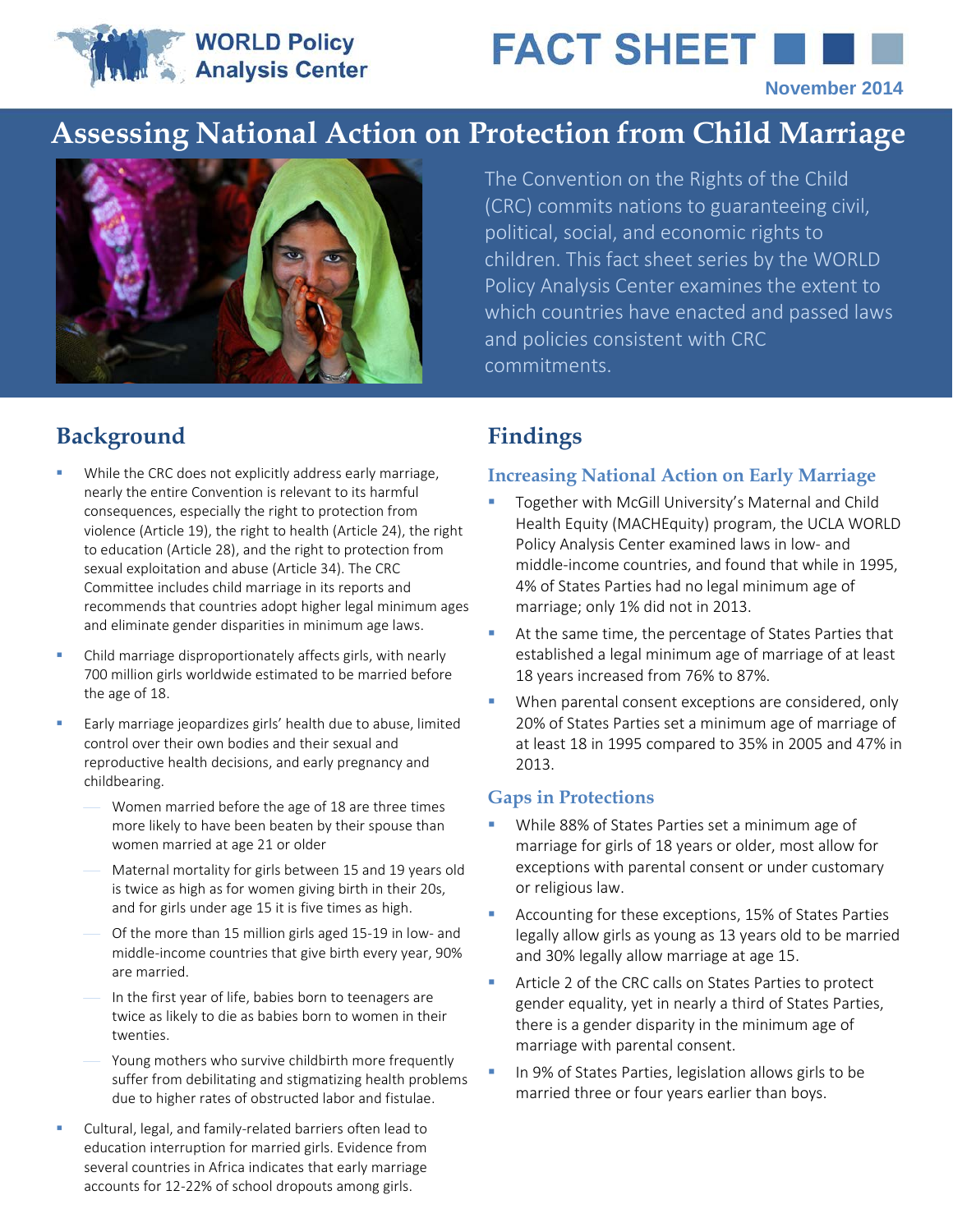WORLD Policy Analysis Center

# FACT SHEET

November 2014

# Assessing National Action on Protection from Child Marriage

The Convention on the Rights of the Child (CRC) commits nations to guaranteeing civil, political, social, and economic rights to children. This fact sheet series by the WORLD Policy Analysis Center examines the extent to which countries have enacted and passed laws and policies consistent with CRC commitments.

## Background

- While the CRC does not explicitly address early marriage, nearly the entire Convention is relevant to its harmful consequences, especially the right to protection from violence (Article 19), the right to health (Article 24), the right to education (Article 28), and the right to protection from sexual exploitation and abuse (Article 34). The CRC Committee includes child marriage in its reports and recommends that countries adopt higher legal minimum ages and eliminate gender disparities in minimum age laws.
- Child marriage disproportionately affects girls, with nearly 700 million girls worldwide estimated to be married before the age of 18.
- Early marriage jeopardizes girls' health due to abuse, limited control over their own bodies and their sexual and reproductive health decisions, and early pregnancy and childbearing.
  - Women married before the age of 18 are three times more likely to have been beaten by their spouse than women married at age 21 or older
  - Maternal mortality for girls between 15 and 19 years old is twice as high as for women giving birth in their 20s, and for girls under age 15 it is five times as high.
  - Of the more than 15 million girls aged 15-19 in low- and middle-income countries that give birth every year, 90% are married.
  - In the first year of life, babies born to teenagers are twice as likely to die as babies born to women in their twenties.
  - Young mothers who survive childbirth more frequently suffer from debilitating and stigmatizing health problems due to higher rates of obstructed labor and fistulae.
- Cultural, legal, and family-related barriers often lead to education interruption for married girls. Evidence from several countries in Africa indicates that early marriage accounts for 12-22% of school dropouts among girls.

## Findings

### Increasing National Action on Early Marriage

- Together with McGill University's Maternal and Child Health Equity (MACHEquity) program, the UCLA WORLD Policy Analysis Center examined laws in low- and middle-income countries, and found that while in 1995, 4% of States Parties had no legal minimum age of marriage; only 1% did not in 2013.
- At the same time, the percentage of States Parties that established a legal minimum age of marriage of at least 18 years increased from 76% to 87%.
- When parental consent exceptions are considered, only 20% of States Parties set a minimum age of marriage of at least 18 in 1995 compared to 35% in 2005 and 47% in 2013.

### Gaps in Protections

- While 88% of States Parties set a minimum age of marriage for girls of 18 years or older, most allow for exceptions with parental consent or under customary or religious law.
- Accounting for these exceptions, 15% of States Parties legally allow girls as young as 13 years old to be married and 30% legally allow marriage at age 15.
- Article 2 of the CRC calls on States Parties to protect gender equality, yet in nearly a third of States Parties, there is a gender disparity in the minimum age of marriage with parental consent.
- In 9% of States Parties, legislation allows girls to be married three or four years earlier than boys.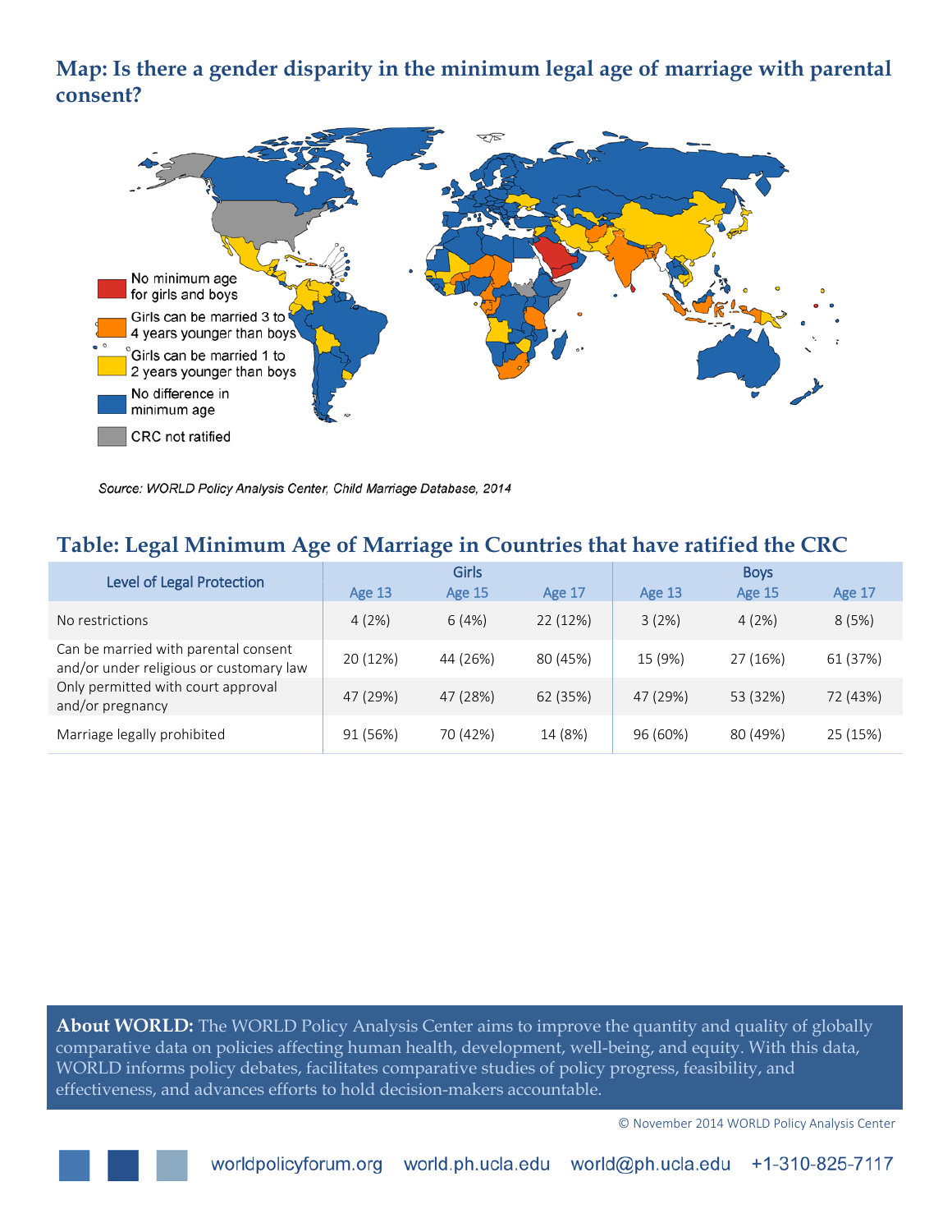## Map: Is there a gender disparity in the minimum legal age of marriage with parental consent?

No minimum age for girls and boys

Girls can be married 3 to 4 years younger than boys

Girls can be married 1 to 2 years younger than boys

No difference in minimum age

CRC not ratified

*Source: WORLD Policy Analysis Center, Child Marriage Database, 2014*

## Table: Legal Minimum Age of Marriage in Countries that have ratified the CRC

| Level of Legal Protection | Girls | | | Boys | | |
|---|---|---|---|---|---|---|
| | Age 13 | Age 15 | Age 17 | Age 13 | Age 15 | Age 17 |
| No restrictions | 4 (2%) | 6 (4%) | 22 (12%) | 3 (2%) | 4 (2%) | 8 (5%) |
| Can be married with parental consent and/or under religious or customary law | 20 (12%) | 44 (26%) | 80 (45%) | 15 (9%) | 27 (16%) | 61 (37%) |
| Only permitted with court approval and/or pregnancy | 47 (29%) | 47 (28%) | 62 (35%) | 47 (29%) | 53 (32%) | 72 (43%) |
| Marriage legally prohibited | 91 (56%) | 70 (42%) | 14 (8%) | 96 (60%) | 80 (49%) | 25 (15%) |

**About WORLD:** The WORLD Policy Analysis Center aims to improve the quantity and quality of globally comparative data on policies affecting human health, development, well-being, and equity. With this data, WORLD informs policy debates, facilitates comparative studies of policy progress, feasibility, and effectiveness, and advances efforts to hold decision-makers accountable.

© November 2014 WORLD Policy Analysis Center

worldpolicyforum.org world.ph.ucla.edu world@ph.ucla.edu +1-310-825-7117